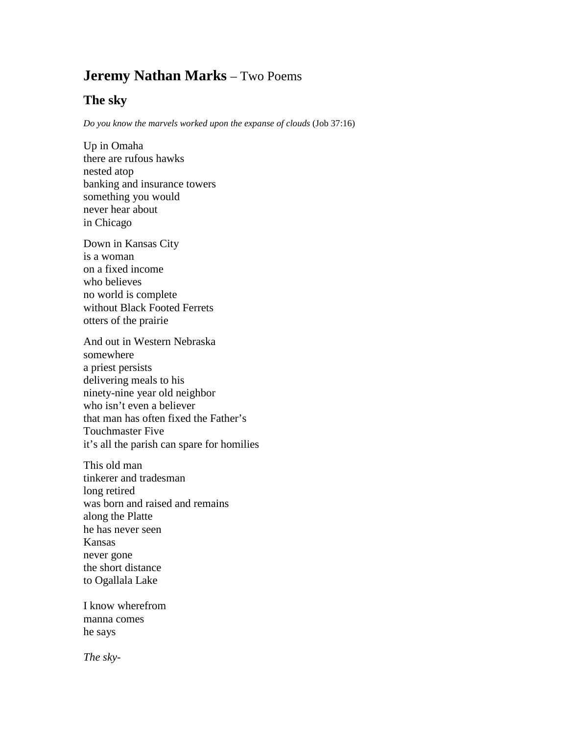# **Jeremy Nathan Marks** – Two Poems

## The sky

*Do you know the marvels worked upon the expanse of clouds* (Job 37:16)

Up in Omaha  
there are rufous hawks  
nested atop  
banking and insurance towers  
something you would  
never hear about  
in Chicago

Down in Kansas City  
is a woman  
on a fixed income  
who believes  
no world is complete  
without Black Footed Ferrets  
otters of the prairie

And out in Western Nebraska  
somewhere  
a priest persists  
delivering meals to his  
ninety-nine year old neighbor  
who isn't even a believer  
that man has often fixed the Father's  
Touchmaster Five  
it's all the parish can spare for homilies

This old man  
tinkerer and tradesman  
long retired  
was born and raised and remains  
along the Platte  
he has never seen  
Kansas  
never gone  
the short distance  
to Ogallala Lake

I know wherefrom  
manna comes  
he says

*The sky-*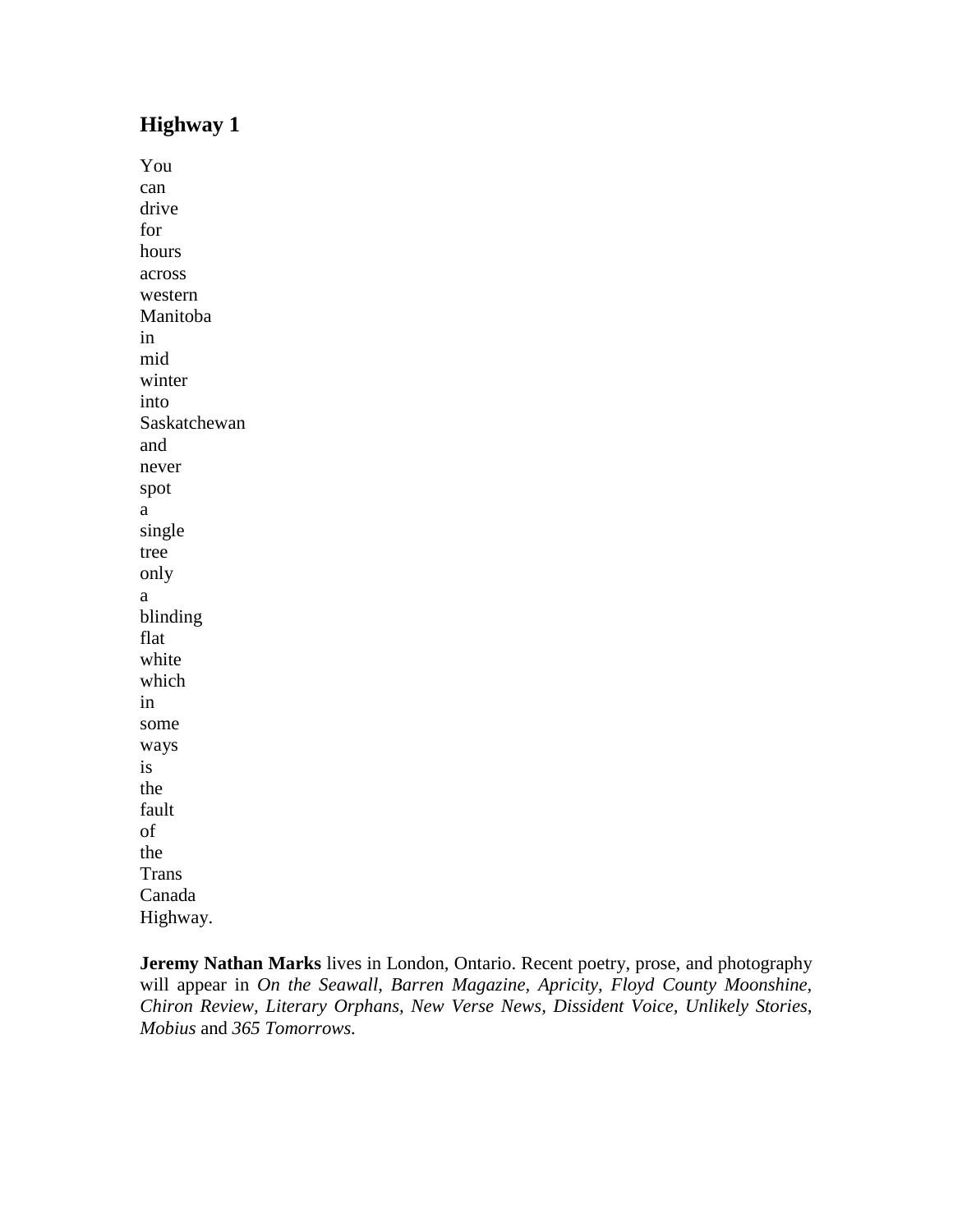## Highway 1

You  
can  
drive  
for  
hours  
across  
western  
Manitoba  
in  
mid  
winter  
into  
Saskatchewan  
and  
never  
spot  
a  
single  
tree  
only  
a  
blinding  
flat  
white  
which  
in  
some  
ways  
is  
the  
fault  
of  
the  
Trans  
Canada  
Highway.

**Jeremy Nathan Marks** lives in London, Ontario. Recent poetry, prose, and photography will appear in *On the Seawall*, *Barren Magazine*, *Apricity*, *Floyd County Moonshine*, *Chiron Review*, *Literary Orphans*, *New Verse News*, *Dissident Voice*, *Unlikely Stories*, *Mobius* and *365 Tomorrows*.